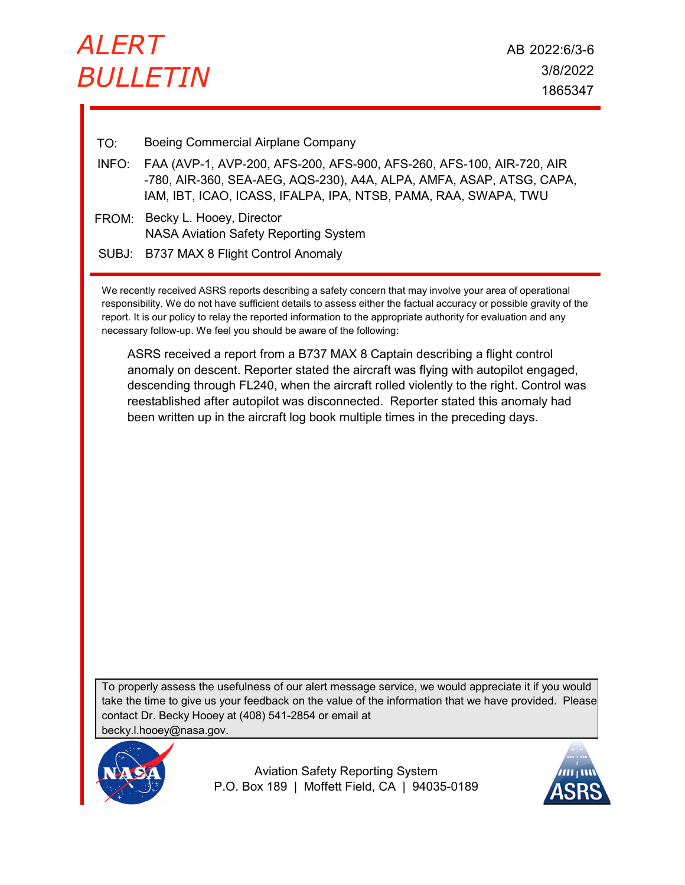# ALERT BULLETIN

AB 2022:6/3-6
3/8/2022
1865347

TO: Boeing Commercial Airplane Company

INFO: FAA (AVP-1, AVP-200, AFS-200, AFS-900, AFS-260, AFS-100, AIR-720, AIR-780, AIR-360, SEA-AEG, AQS-230), A4A, ALPA, AMFA, ASAP, ATSG, CAPA, IAM, IBT, ICAO, ICASS, IFALPA, IPA, NTSB, PAMA, RAA, SWAPA, TWU

FROM: Becky L. Hooey, Director
NASA Aviation Safety Reporting System

SUBJ: B737 MAX 8 Flight Control Anomaly

We recently received ASRS reports describing a safety concern that may involve your area of operational responsibility. We do not have sufficient details to assess either the factual accuracy or possible gravity of the report. It is our policy to relay the reported information to the appropriate authority for evaluation and any necessary follow-up. We feel you should be aware of the following:

> ASRS received a report from a B737 MAX 8 Captain describing a flight control anomaly on descent. Reporter stated the aircraft was flying with autopilot engaged, descending through FL240, when the aircraft rolled violently to the right. Control was reestablished after autopilot was disconnected. Reporter stated this anomaly had been written up in the aircraft log book multiple times in the preceding days.

To properly assess the usefulness of our alert message service, we would appreciate it if you would take the time to give us your feedback on the value of the information that we have provided. Please contact Dr. Becky Hooey at (408) 541-2854 or email at becky.l.hooey@nasa.gov.

Aviation Safety Reporting System
P.O. Box 189 | Moffett Field, CA | 94035-0189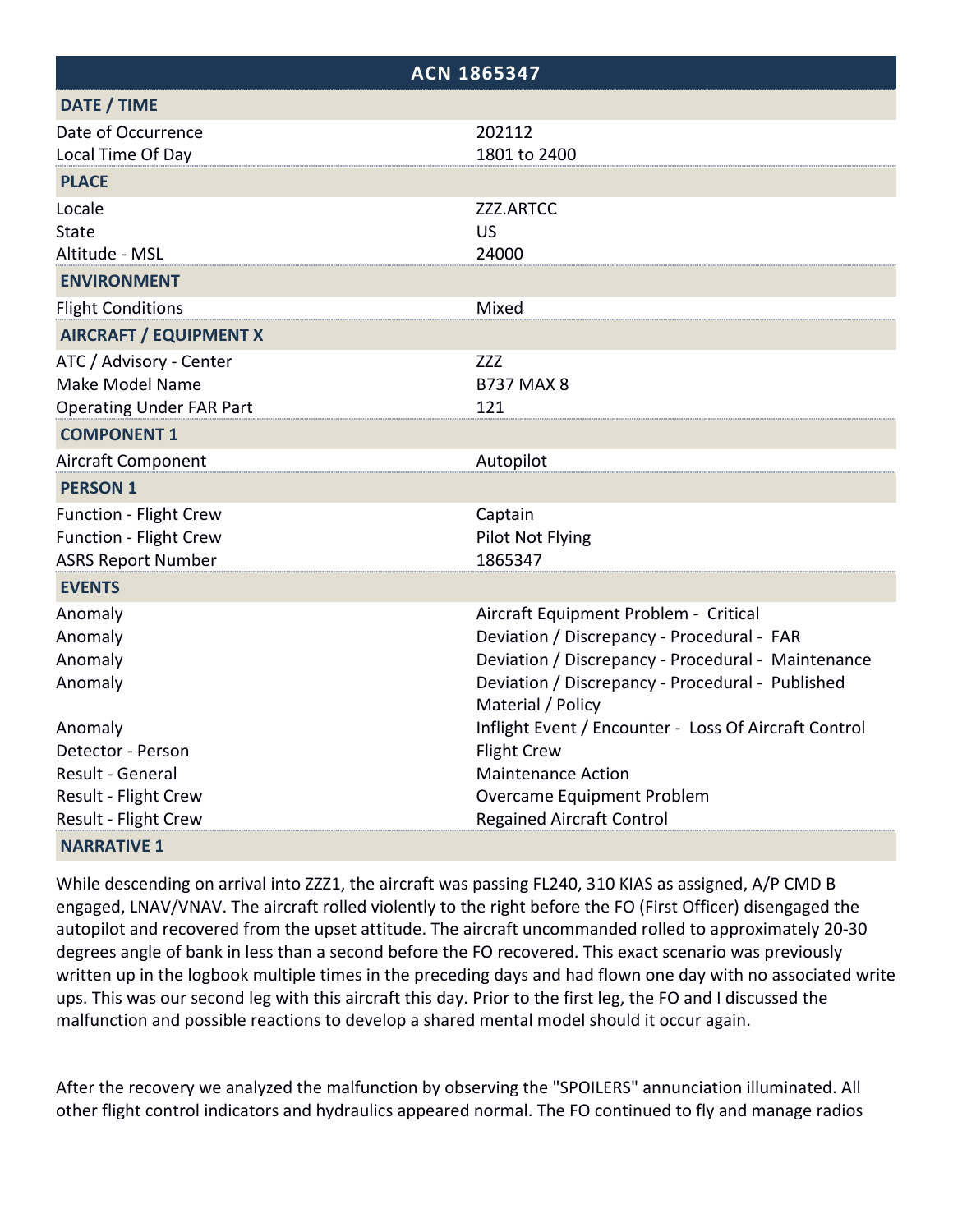## ACN 1865347

| DATE / TIME | |
|---|---|
| Date of Occurrence | 202112 |
| Local Time Of Day | 1801 to 2400 |

| PLACE | |
|---|---|
| Locale | ZZZ.ARTCC |
| State | US |
| Altitude - MSL | 24000 |

| ENVIRONMENT | |
|---|---|
| Flight Conditions | Mixed |

| AIRCRAFT / EQUIPMENT X | |
|---|---|
| ATC / Advisory - Center | ZZZ |
| Make Model Name | B737 MAX 8 |
| Operating Under FAR Part | 121 |

| COMPONENT 1 | |
|---|---|
| Aircraft Component | Autopilot |

| PERSON 1 | |
|---|---|
| Function - Flight Crew | Captain |
| Function - Flight Crew | Pilot Not Flying |
| ASRS Report Number | 1865347 |

| EVENTS | |
|---|---|
| Anomaly | Aircraft Equipment Problem - Critical |
| Anomaly | Deviation / Discrepancy - Procedural - FAR |
| Anomaly | Deviation / Discrepancy - Procedural - Maintenance |
| Anomaly | Deviation / Discrepancy - Procedural - Published Material / Policy |
| Anomaly | Inflight Event / Encounter - Loss Of Aircraft Control |
| Detector - Person | Flight Crew |
| Result - General | Maintenance Action |
| Result - Flight Crew | Overcame Equipment Problem |
| Result - Flight Crew | Regained Aircraft Control |

### NARRATIVE 1

While descending on arrival into ZZZ1, the aircraft was passing FL240, 310 KIAS as assigned, A/P CMD B engaged, LNAV/VNAV. The aircraft rolled violently to the right before the FO (First Officer) disengaged the autopilot and recovered from the upset attitude. The aircraft uncommanded rolled to approximately 20-30 degrees angle of bank in less than a second before the FO recovered. This exact scenario was previously written up in the logbook multiple times in the preceding days and had flown one day with no associated write ups. This was our second leg with this aircraft this day. Prior to the first leg, the FO and I discussed the malfunction and possible reactions to develop a shared mental model should it occur again.

After the recovery we analyzed the malfunction by observing the "SPOILERS" annunciation illuminated. All other flight control indicators and hydraulics appeared normal. The FO continued to fly and manage radios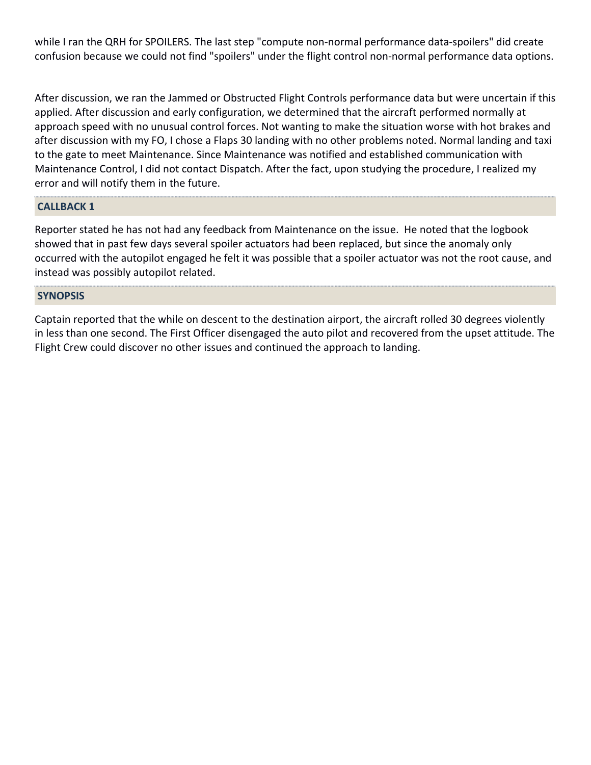while I ran the QRH for SPOILERS. The last step "compute non-normal performance data-spoilers" did create confusion because we could not find "spoilers" under the flight control non-normal performance data options.

After discussion, we ran the Jammed or Obstructed Flight Controls performance data but were uncertain if this applied. After discussion and early configuration, we determined that the aircraft performed normally at approach speed with no unusual control forces. Not wanting to make the situation worse with hot brakes and after discussion with my FO, I chose a Flaps 30 landing with no other problems noted. Normal landing and taxi to the gate to meet Maintenance. Since Maintenance was notified and established communication with Maintenance Control, I did not contact Dispatch. After the fact, upon studying the procedure, I realized my error and will notify them in the future.

## CALLBACK 1

Reporter stated he has not had any feedback from Maintenance on the issue. He noted that the logbook showed that in past few days several spoiler actuators had been replaced, but since the anomaly only occurred with the autopilot engaged he felt it was possible that a spoiler actuator was not the root cause, and instead was possibly autopilot related.

## SYNOPSIS

Captain reported that the while on descent to the destination airport, the aircraft rolled 30 degrees violently in less than one second. The First Officer disengaged the auto pilot and recovered from the upset attitude. The Flight Crew could discover no other issues and continued the approach to landing.